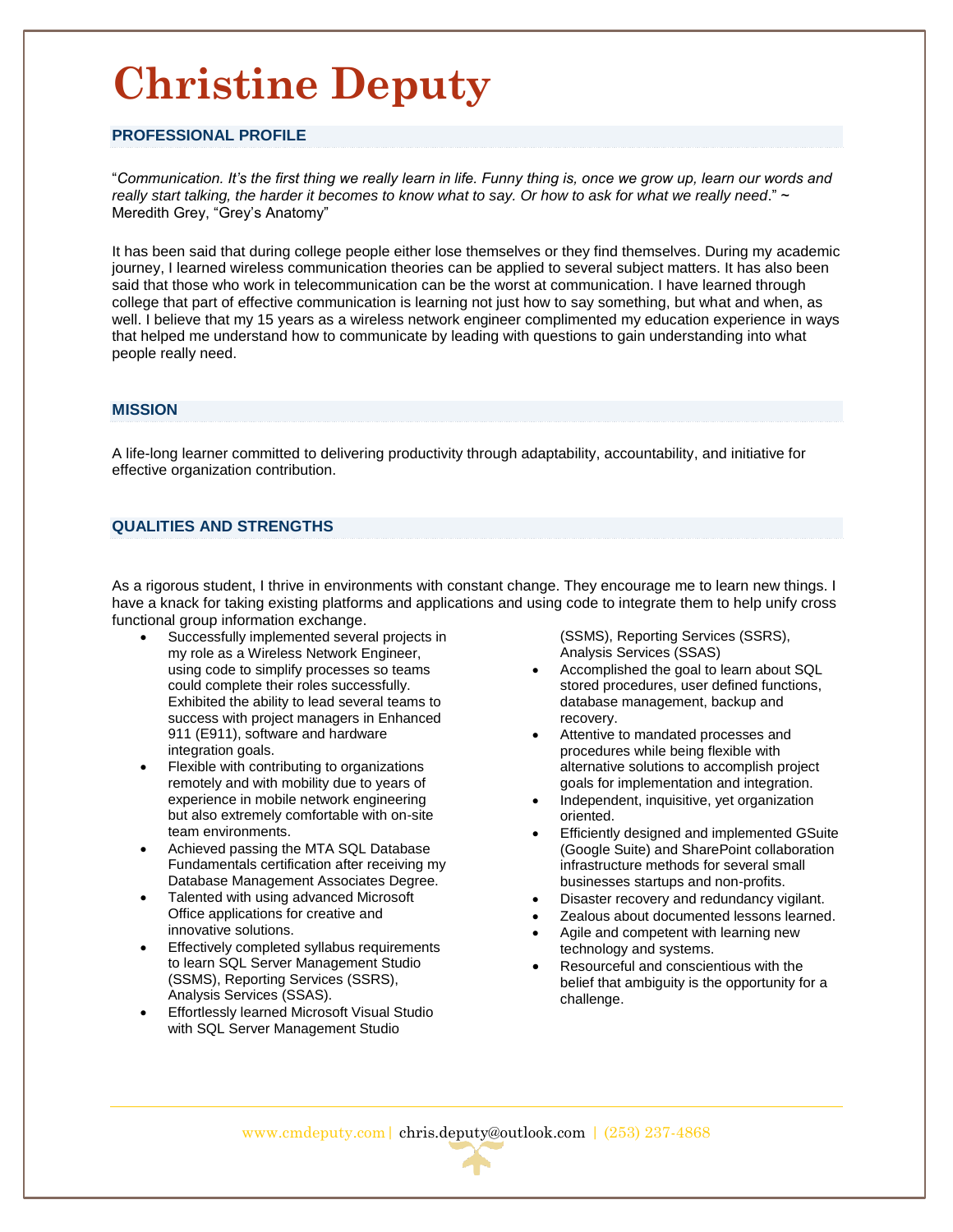# Christine Deputy

## PROFESSIONAL PROFILE

"*Communication. It's the first thing we really learn in life. Funny thing is, once we grow up, learn our words and really start talking, the harder it becomes to know what to say. Or how to ask for what we really need*." ~ Meredith Grey, "Grey's Anatomy"

It has been said that during college people either lose themselves or they find themselves. During my academic journey, I learned wireless communication theories can be applied to several subject matters. It has also been said that those who work in telecommunication can be the worst at communication. I have learned through college that part of effective communication is learning not just how to say something, but what and when, as well. I believe that my 15 years as a wireless network engineer complimented my education experience in ways that helped me understand how to communicate by leading with questions to gain understanding into what people really need.

## MISSION

A life-long learner committed to delivering productivity through adaptability, accountability, and initiative for effective organization contribution.

## QUALITIES AND STRENGTHS

As a rigorous student, I thrive in environments with constant change. They encourage me to learn new things. I have a knack for taking existing platforms and applications and using code to integrate them to help unify cross functional group information exchange.

- Successfully implemented several projects in my role as a Wireless Network Engineer, using code to simplify processes so teams could complete their roles successfully. Exhibited the ability to lead several teams to success with project managers in Enhanced 911 (E911), software and hardware integration goals.
- Flexible with contributing to organizations remotely and with mobility due to years of experience in mobile network engineering but also extremely comfortable with on-site team environments.
- Achieved passing the MTA SQL Database Fundamentals certification after receiving my Database Management Associates Degree.
- Talented with using advanced Microsoft Office applications for creative and innovative solutions.
- Effectively completed syllabus requirements to learn SQL Server Management Studio (SSMS), Reporting Services (SSRS), Analysis Services (SSAS).
- Effortlessly learned Microsoft Visual Studio with SQL Server Management Studio (SSMS), Reporting Services (SSRS), Analysis Services (SSAS)
- Accomplished the goal to learn about SQL stored procedures, user defined functions, database management, backup and recovery.
- Attentive to mandated processes and procedures while being flexible with alternative solutions to accomplish project goals for implementation and integration.
- Independent, inquisitive, yet organization oriented.
- Efficiently designed and implemented GSuite (Google Suite) and SharePoint collaboration infrastructure methods for several small businesses startups and non-profits.
- Disaster recovery and redundancy vigilant.
- Zealous about documented lessons learned.
- Agile and competent with learning new technology and systems.
- Resourceful and conscientious with the belief that ambiguity is the opportunity for a challenge.

www.cmdeputy.com | chris.deputy@outlook.com | (253) 237-4868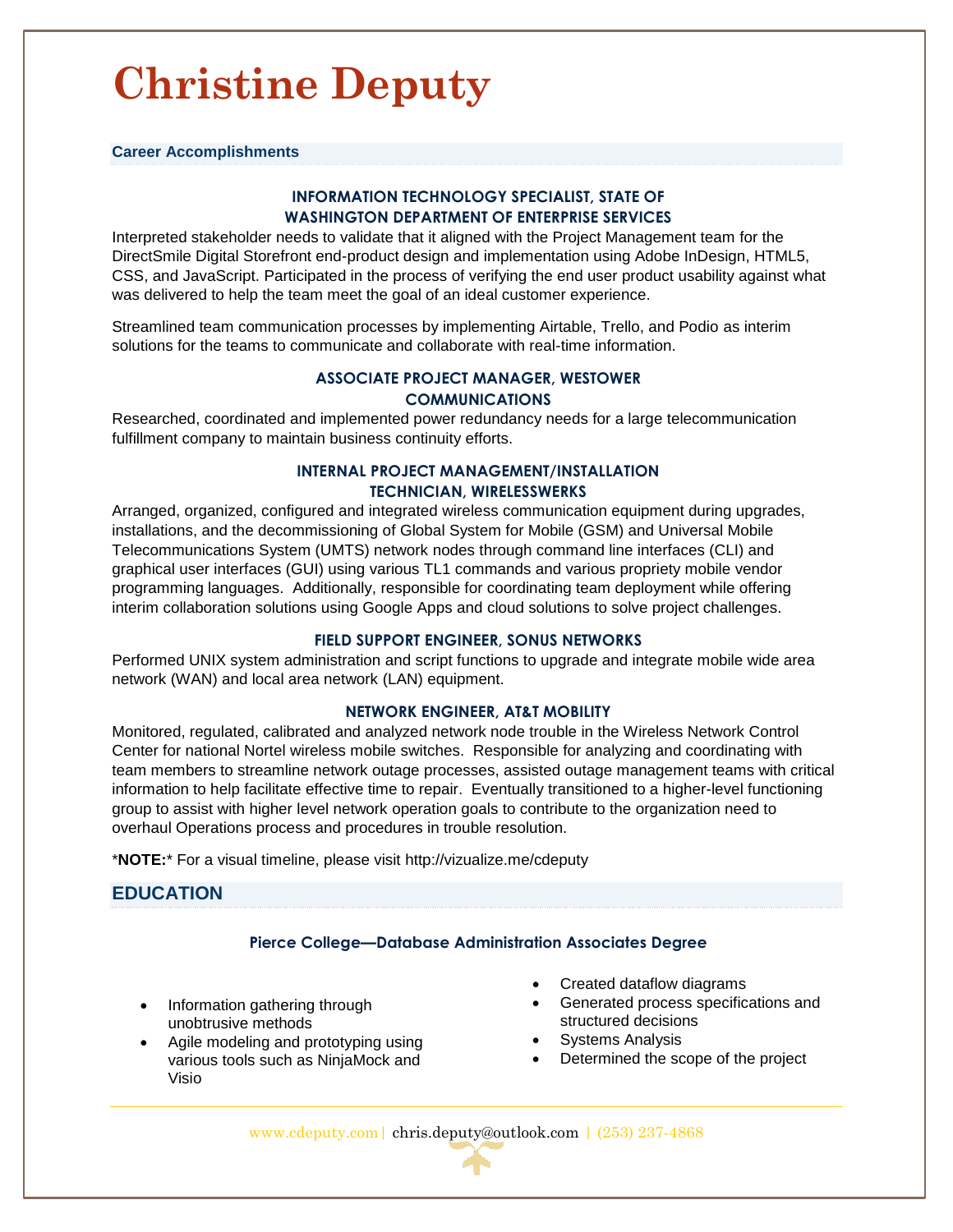# Christine Deputy

## Career Accomplishments

### INFORMATION TECHNOLOGY SPECIALIST, STATE OF WASHINGTON DEPARTMENT OF ENTERPRISE SERVICES

Interpreted stakeholder needs to validate that it aligned with the Project Management team for the DirectSmile Digital Storefront end-product design and implementation using Adobe InDesign, HTML5, CSS, and JavaScript. Participated in the process of verifying the end user product usability against what was delivered to help the team meet the goal of an ideal customer experience.

Streamlined team communication processes by implementing Airtable, Trello, and Podio as interim solutions for the teams to communicate and collaborate with real-time information.

### ASSOCIATE PROJECT MANAGER, WESTOWER COMMUNICATIONS

Researched, coordinated and implemented power redundancy needs for a large telecommunication fulfillment company to maintain business continuity efforts.

### INTERNAL PROJECT MANAGEMENT/INSTALLATION TECHNICIAN, WIRELESSWERKS

Arranged, organized, configured and integrated wireless communication equipment during upgrades, installations, and the decommissioning of Global System for Mobile (GSM) and Universal Mobile Telecommunications System (UMTS) network nodes through command line interfaces (CLI) and graphical user interfaces (GUI) using various TL1 commands and various propriety mobile vendor programming languages. Additionally, responsible for coordinating team deployment while offering interim collaboration solutions using Google Apps and cloud solutions to solve project challenges.

### FIELD SUPPORT ENGINEER, SONUS NETWORKS

Performed UNIX system administration and script functions to upgrade and integrate mobile wide area network (WAN) and local area network (LAN) equipment.

### NETWORK ENGINEER, AT&T MOBILITY

Monitored, regulated, calibrated and analyzed network node trouble in the Wireless Network Control Center for national Nortel wireless mobile switches. Responsible for analyzing and coordinating with team members to streamline network outage processes, assisted outage management teams with critical information to help facilitate effective time to repair. Eventually transitioned to a higher-level functioning group to assist with higher level network operation goals to contribute to the organization need to overhaul Operations process and procedures in trouble resolution.

*NOTE:* For a visual timeline, please visit http://vizualize.me/cdeputy

## EDUCATION

### Pierce College—Database Administration Associates Degree

- Information gathering through unobtrusive methods
- Agile modeling and prototyping using various tools such as NinjaMock and Visio
- Created dataflow diagrams
- Generated process specifications and structured decisions
- Systems Analysis
- Determined the scope of the project

www.cdeputy.com | chris.deputy@outlook.com | (253) 237-4868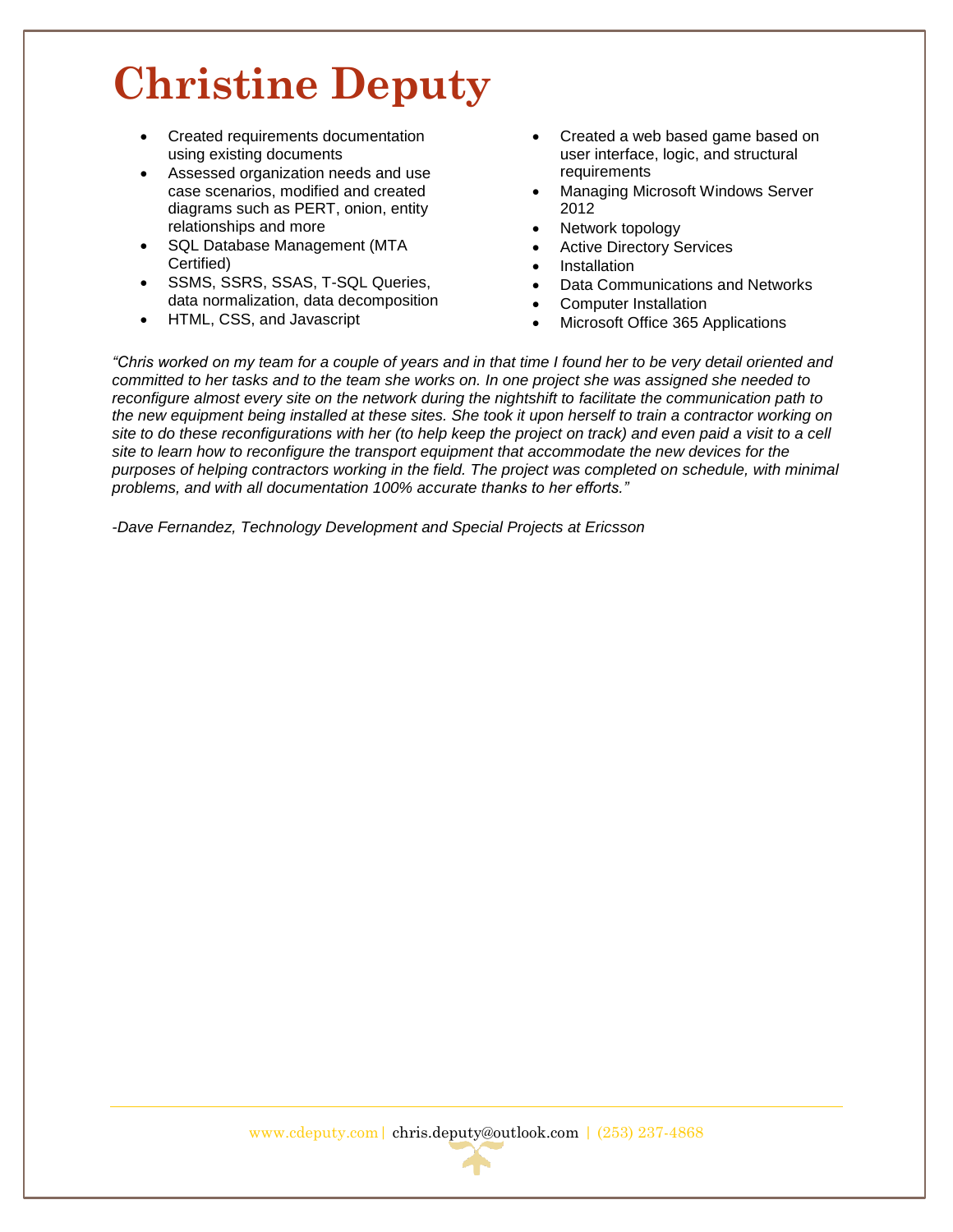# Christine Deputy

- Created requirements documentation using existing documents
- Assessed organization needs and use case scenarios, modified and created diagrams such as PERT, onion, entity relationships and more
- SQL Database Management (MTA Certified)
- SSMS, SSRS, SSAS, T-SQL Queries, data normalization, data decomposition
- HTML, CSS, and Javascript
- Created a web based game based on user interface, logic, and structural requirements
- Managing Microsoft Windows Server 2012
- Network topology
- Active Directory Services
- Installation
- Data Communications and Networks
- Computer Installation
- Microsoft Office 365 Applications

*"Chris worked on my team for a couple of years and in that time I found her to be very detail oriented and committed to her tasks and to the team she works on. In one project she was assigned she needed to reconfigure almost every site on the network during the nightshift to facilitate the communication path to the new equipment being installed at these sites. She took it upon herself to train a contractor working on site to do these reconfigurations with her (to help keep the project on track) and even paid a visit to a cell site to learn how to reconfigure the transport equipment that accommodate the new devices for the purposes of helping contractors working in the field. The project was completed on schedule, with minimal problems, and with all documentation 100% accurate thanks to her efforts."*

*-Dave Fernandez, Technology Development and Special Projects at Ericsson*

www.cdeputy.com | chris.deputy@outlook.com | (253) 237-4868